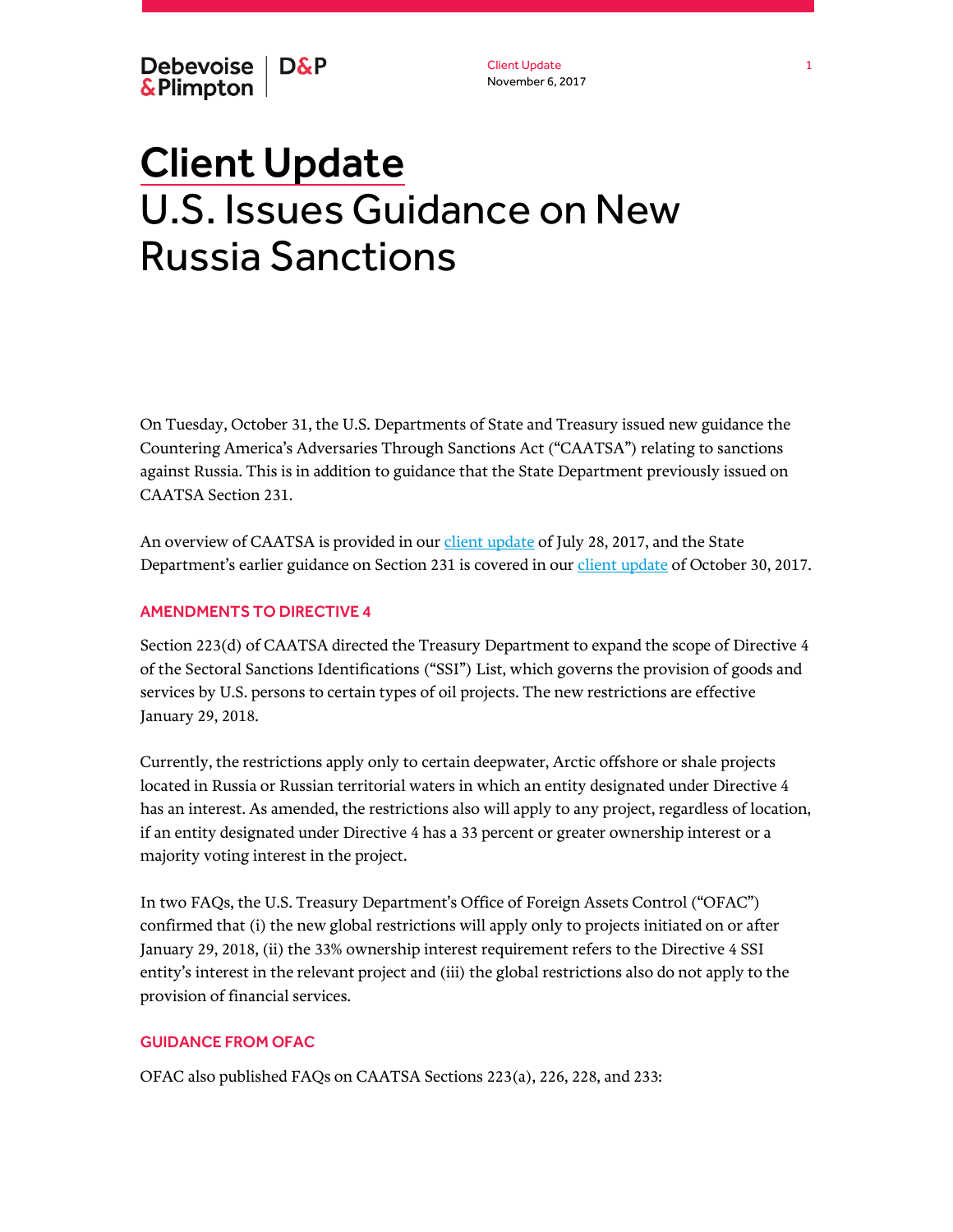# Client Update
# U.S. Issues Guidance on New Russia Sanctions

On Tuesday, October 31, the U.S. Departments of State and Treasury issued new guidance the Countering America's Adversaries Through Sanctions Act ("CAATSA") relating to sanctions against Russia. This is in addition to guidance that the State Department previously issued on CAATSA Section 231.

An overview of CAATSA is provided in our client update of July 28, 2017, and the State Department's earlier guidance on Section 231 is covered in our client update of October 30, 2017.

## AMENDMENTS TO DIRECTIVE 4

Section 223(d) of CAATSA directed the Treasury Department to expand the scope of Directive 4 of the Sectoral Sanctions Identifications ("SSI") List, which governs the provision of goods and services by U.S. persons to certain types of oil projects. The new restrictions are effective January 29, 2018.

Currently, the restrictions apply only to certain deepwater, Arctic offshore or shale projects located in Russia or Russian territorial waters in which an entity designated under Directive 4 has an interest. As amended, the restrictions also will apply to any project, regardless of location, if an entity designated under Directive 4 has a 33 percent or greater ownership interest or a majority voting interest in the project.

In two FAQs, the U.S. Treasury Department's Office of Foreign Assets Control ("OFAC") confirmed that (i) the new global restrictions will apply only to projects initiated on or after January 29, 2018, (ii) the 33% ownership interest requirement refers to the Directive 4 SSI entity's interest in the relevant project and (iii) the global restrictions also do not apply to the provision of financial services.

## GUIDANCE FROM OFAC

OFAC also published FAQs on CAATSA Sections 223(a), 226, 228, and 233: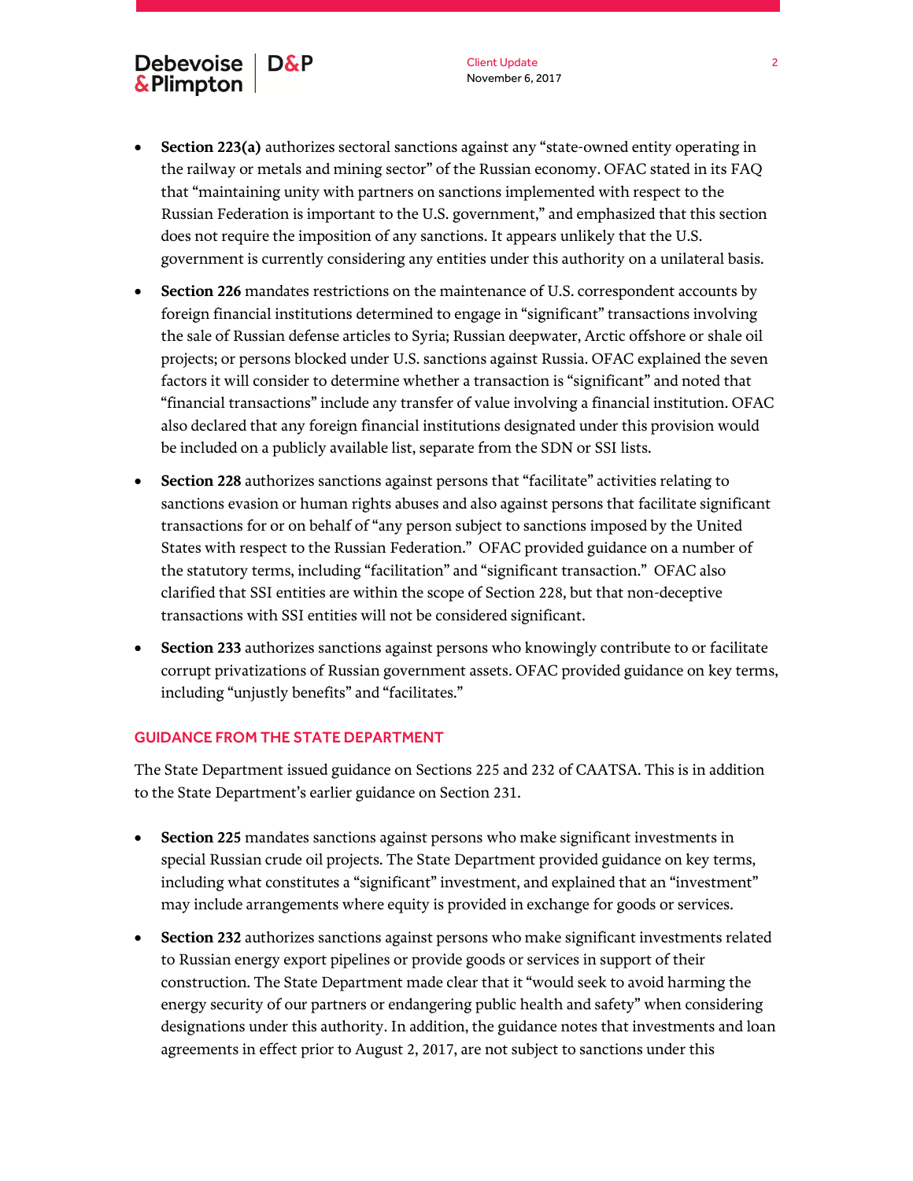- **Section 223(a)** authorizes sectoral sanctions against any "state-owned entity operating in the railway or metals and mining sector" of the Russian economy. OFAC stated in its FAQ that "maintaining unity with partners on sanctions implemented with respect to the Russian Federation is important to the U.S. government," and emphasized that this section does not require the imposition of any sanctions. It appears unlikely that the U.S. government is currently considering any entities under this authority on a unilateral basis.
- **Section 226** mandates restrictions on the maintenance of U.S. correspondent accounts by foreign financial institutions determined to engage in "significant" transactions involving the sale of Russian defense articles to Syria; Russian deepwater, Arctic offshore or shale oil projects; or persons blocked under U.S. sanctions against Russia. OFAC explained the seven factors it will consider to determine whether a transaction is "significant" and noted that "financial transactions" include any transfer of value involving a financial institution. OFAC also declared that any foreign financial institutions designated under this provision would be included on a publicly available list, separate from the SDN or SSI lists.
- **Section 228** authorizes sanctions against persons that "facilitate" activities relating to sanctions evasion or human rights abuses and also against persons that facilitate significant transactions for or on behalf of "any person subject to sanctions imposed by the United States with respect to the Russian Federation." OFAC provided guidance on a number of the statutory terms, including "facilitation" and "significant transaction." OFAC also clarified that SSI entities are within the scope of Section 228, but that non-deceptive transactions with SSI entities will not be considered significant.
- **Section 233** authorizes sanctions against persons who knowingly contribute to or facilitate corrupt privatizations of Russian government assets. OFAC provided guidance on key terms, including "unjustly benefits" and "facilitates."

## GUIDANCE FROM THE STATE DEPARTMENT

The State Department issued guidance on Sections 225 and 232 of CAATSA. This is in addition to the State Department's earlier guidance on Section 231.

- **Section 225** mandates sanctions against persons who make significant investments in special Russian crude oil projects. The State Department provided guidance on key terms, including what constitutes a "significant" investment, and explained that an "investment" may include arrangements where equity is provided in exchange for goods or services.
- **Section 232** authorizes sanctions against persons who make significant investments related to Russian energy export pipelines or provide goods or services in support of their construction. The State Department made clear that it "would seek to avoid harming the energy security of our partners or endangering public health and safety" when considering designations under this authority. In addition, the guidance notes that investments and loan agreements in effect prior to August 2, 2017, are not subject to sanctions under this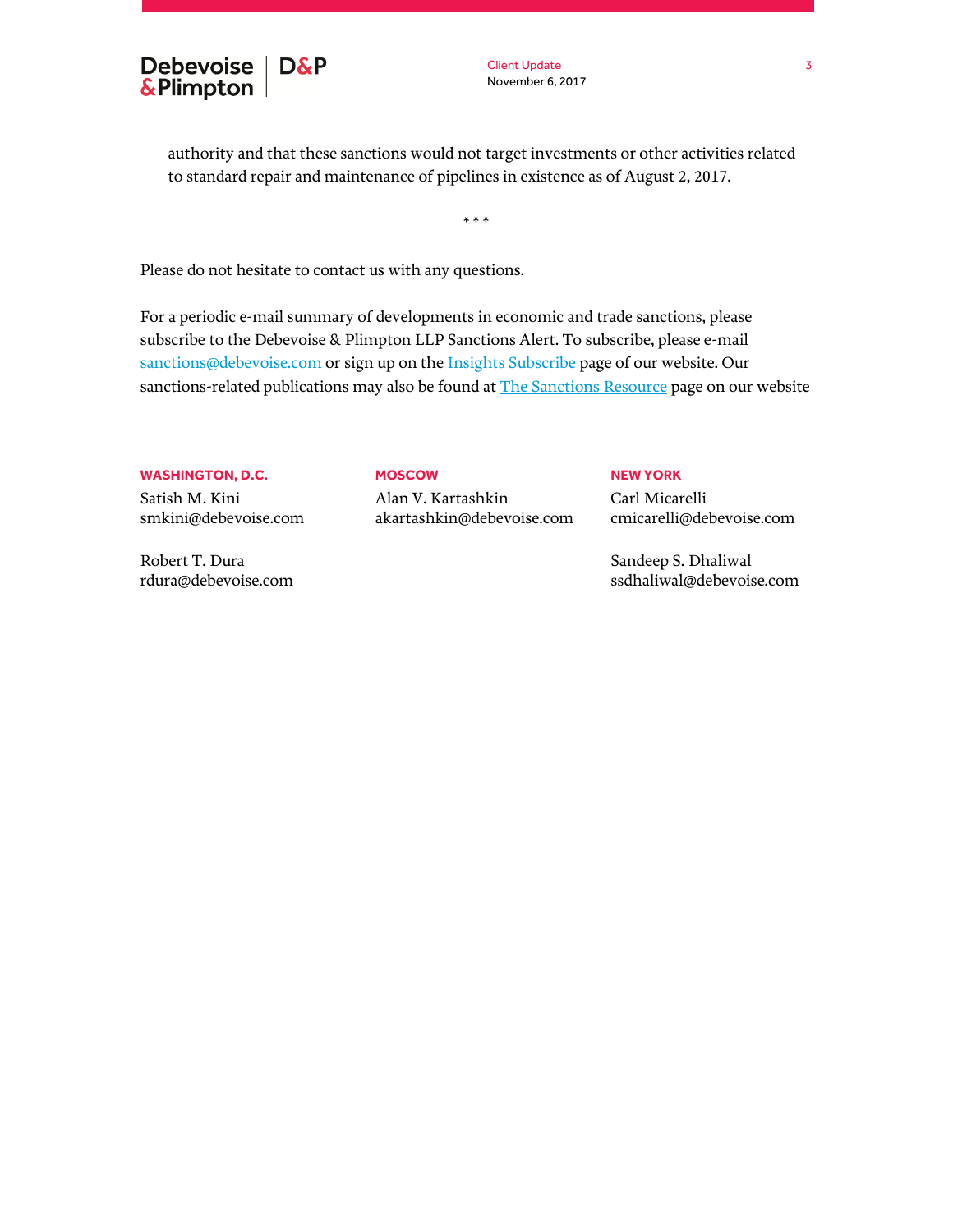authority and that these sanctions would not target investments or other activities related to standard repair and maintenance of pipelines in existence as of August 2, 2017.

* * *

Please do not hesitate to contact us with any questions.

For a periodic e-mail summary of developments in economic and trade sanctions, please subscribe to the Debevoise & Plimpton LLP Sanctions Alert. To subscribe, please e-mail sanctions@debevoise.com or sign up on the Insights Subscribe page of our website. Our sanctions-related publications may also be found at The Sanctions Resource page on our website

**WASHINGTON, D.C.**

Satish M. Kini
smkini@debevoise.com

Robert T. Dura
rdura@debevoise.com

**MOSCOW**

Alan V. Kartashkin
akartashkin@debevoise.com

**NEW YORK**

Carl Micarelli
cmicarelli@debevoise.com

Sandeep S. Dhaliwal
ssdhaliwal@debevoise.com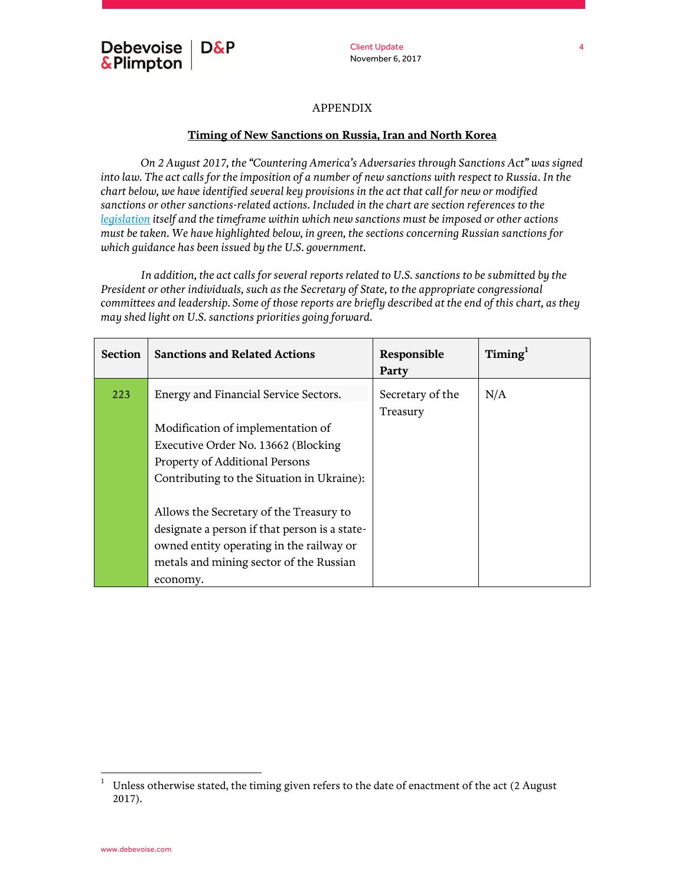# APPENDIX

## Timing of New Sanctions on Russia, Iran and North Korea

*On 2 August 2017, the "Countering America's Adversaries through Sanctions Act" was signed into law. The act calls for the imposition of a number of new sanctions with respect to Russia. In the chart below, we have identified several key provisions in the act that call for new or modified sanctions or other sanctions-related actions. Included in the chart are section references to the legislation itself and the timeframe within which new sanctions must be imposed or other actions must be taken. We have highlighted below, in green, the sections concerning Russian sanctions for which guidance has been issued by the U.S. government.*

*In addition, the act calls for several reports related to U.S. sanctions to be submitted by the President or other individuals, such as the Secretary of State, to the appropriate congressional committees and leadership. Some of those reports are briefly described at the end of this chart, as they may shed light on U.S. sanctions priorities going forward.*

| Section | Sanctions and Related Actions | Responsible Party | Timing[1] |
|---|---|---|---|
| 223 | Energy and Financial Service Sectors.<br><br>Modification of implementation of Executive Order No. 13662 (Blocking Property of Additional Persons Contributing to the Situation in Ukraine):<br><br>Allows the Secretary of the Treasury to designate a person if that person is a state-owned entity operating in the railway or metals and mining sector of the Russian economy. | Secretary of the Treasury | N/A |

[1] Unless otherwise stated, the timing given refers to the date of enactment of the act (2 August 2017).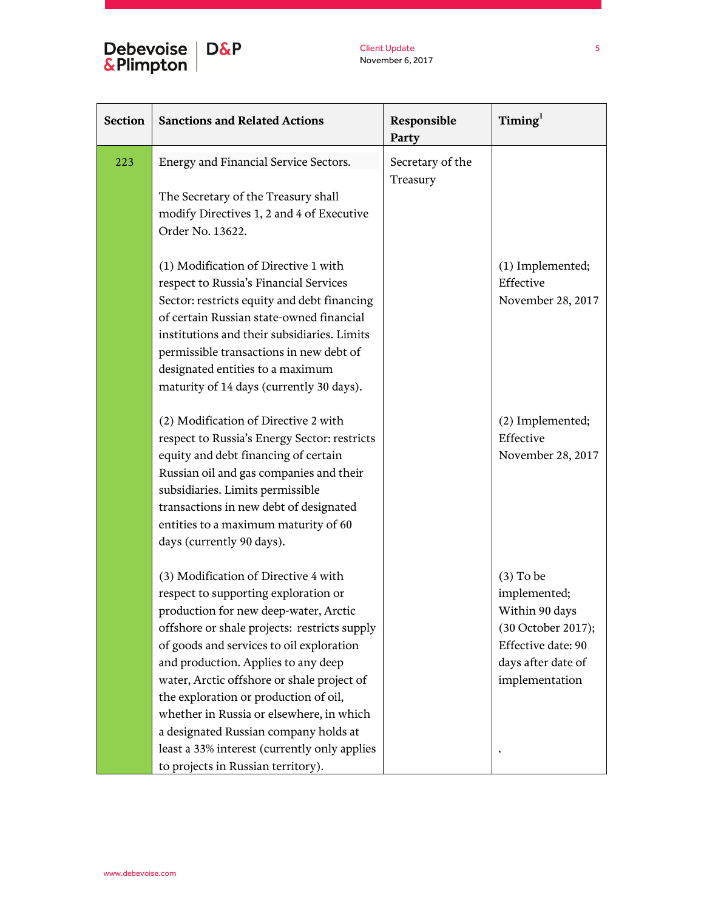| Section | Sanctions and Related Actions | Responsible Party | Timing[1] |
|---|---|---|---|
| 223 | Energy and Financial Service Sectors.<br><br>The Secretary of the Treasury shall modify Directives 1, 2 and 4 of Executive Order No. 13622. | Secretary of the Treasury | |
| | (1) Modification of Directive 1 with respect to Russia's Financial Services Sector: restricts equity and debt financing of certain Russian state-owned financial institutions and their subsidiaries. Limits permissible transactions in new debt of designated entities to a maximum maturity of 14 days (currently 30 days). | | (1) Implemented; Effective November 28, 2017 |
| | (2) Modification of Directive 2 with respect to Russia's Energy Sector: restricts equity and debt financing of certain Russian oil and gas companies and their subsidiaries. Limits permissible transactions in new debt of designated entities to a maximum maturity of 60 days (currently 90 days). | | (2) Implemented; Effective November 28, 2017 |
| | (3) Modification of Directive 4 with respect to supporting exploration or production for new deep-water, Arctic offshore or shale projects: restricts supply of goods and services to oil exploration and production. Applies to any deep water, Arctic offshore or shale project of the exploration or production of oil, whether in Russia or elsewhere, in which a designated Russian company holds at least a 33% interest (currently only applies to projects in Russian territory). | | (3) To be implemented; Within 90 days (30 October 2017); Effective date: 90 days after date of implementation<br><br>. |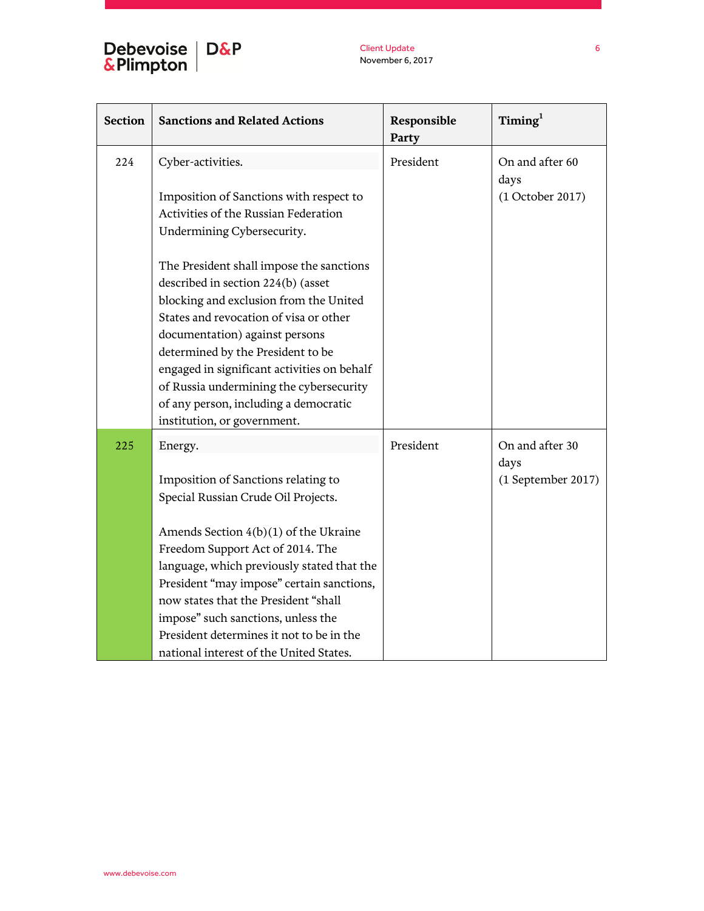| Section | Sanctions and Related Actions | Responsible Party | Timing[1] |
|---|---|---|---|
| 224 | Cyber-activities.<br><br>Imposition of Sanctions with respect to Activities of the Russian Federation Undermining Cybersecurity.<br><br>The President shall impose the sanctions described in section 224(b) (asset blocking and exclusion from the United States and revocation of visa or other documentation) against persons determined by the President to be engaged in significant activities on behalf of Russia undermining the cybersecurity of any person, including a democratic institution, or government. | President | On and after 60 days<br>(1 October 2017) |
| 225 | Energy.<br><br>Imposition of Sanctions relating to Special Russian Crude Oil Projects.<br><br>Amends Section 4(b)(1) of the Ukraine Freedom Support Act of 2014. The language, which previously stated that the President "may impose" certain sanctions, now states that the President "shall impose" such sanctions, unless the President determines it not to be in the national interest of the United States. | President | On and after 30 days<br>(1 September 2017) |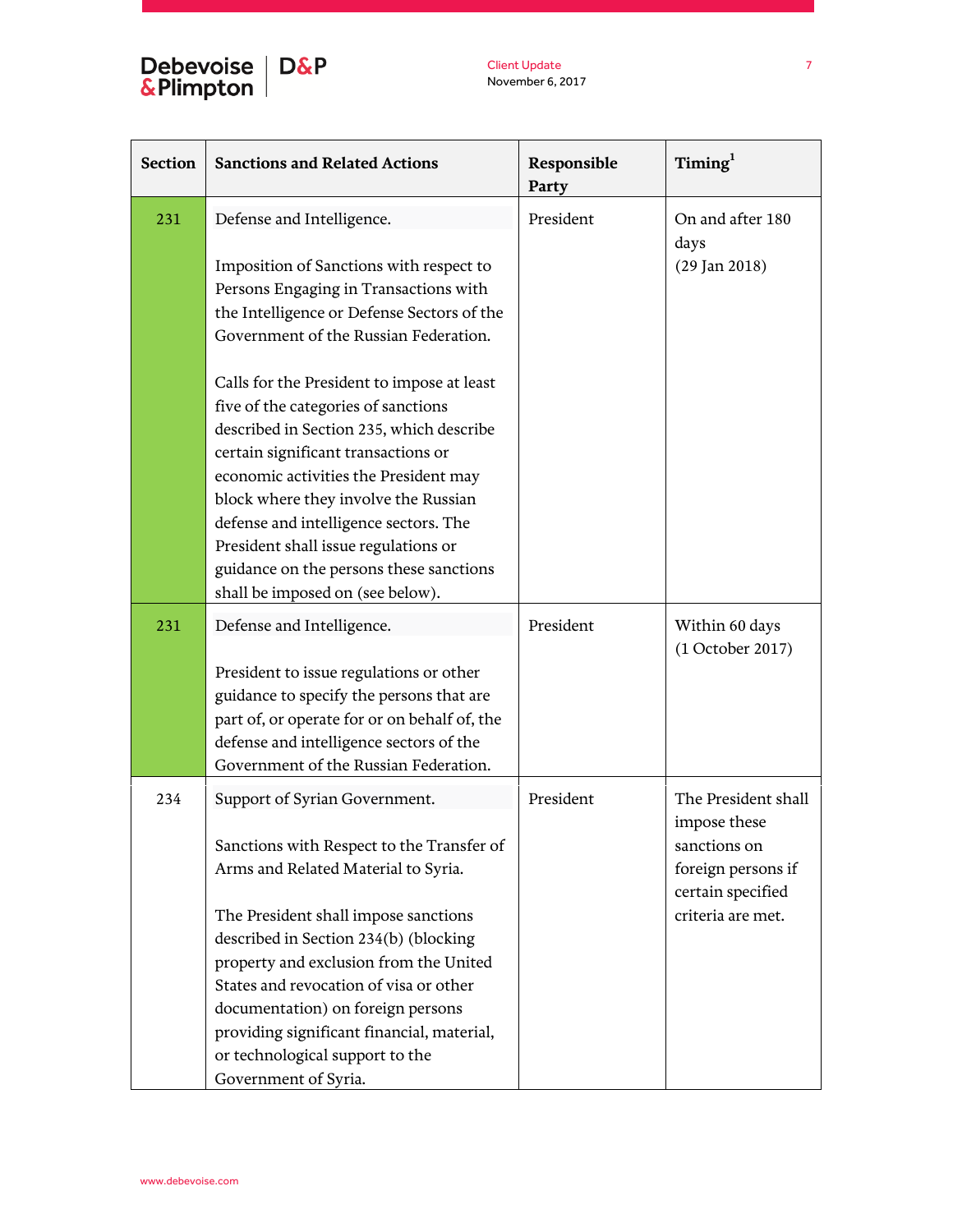| Section | Sanctions and Related Actions | Responsible Party | Timing[1] |
|---|---|---|---|
| 231 | Defense and Intelligence.<br><br>Imposition of Sanctions with respect to Persons Engaging in Transactions with the Intelligence or Defense Sectors of the Government of the Russian Federation.<br><br>Calls for the President to impose at least five of the categories of sanctions described in Section 235, which describe certain significant transactions or economic activities the President may block where they involve the Russian defense and intelligence sectors. The President shall issue regulations or guidance on the persons these sanctions shall be imposed on (see below). | President | On and after 180 days<br>(29 Jan 2018) |
| 231 | Defense and Intelligence.<br><br>President to issue regulations or other guidance to specify the persons that are part of, or operate for or on behalf of, the defense and intelligence sectors of the Government of the Russian Federation. | President | Within 60 days<br>(1 October 2017) |
| 234 | Support of Syrian Government.<br><br>Sanctions with Respect to the Transfer of Arms and Related Material to Syria.<br><br>The President shall impose sanctions described in Section 234(b) (blocking property and exclusion from the United States and revocation of visa or other documentation) on foreign persons providing significant financial, material, or technological support to the Government of Syria. | President | The President shall impose these sanctions on foreign persons if certain specified criteria are met. |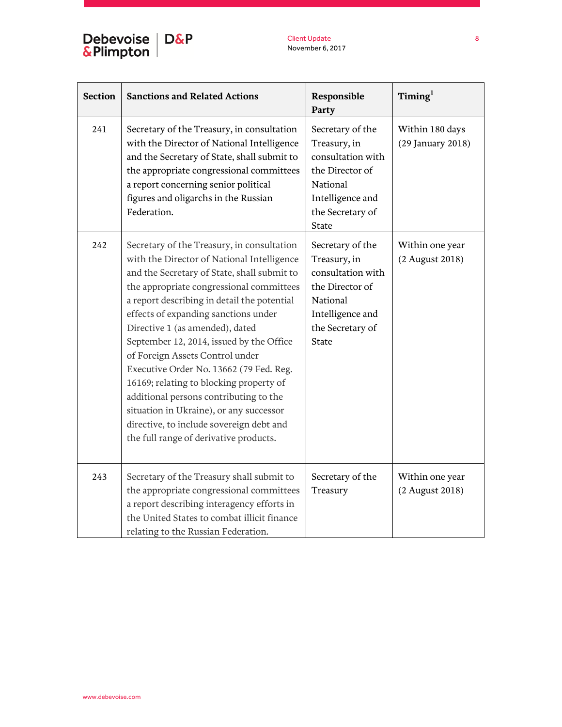| Section | Sanctions and Related Actions | Responsible Party | Timing[1] |
|---|---|---|---|
| 241 | Secretary of the Treasury, in consultation with the Director of National Intelligence and the Secretary of State, shall submit to the appropriate congressional committees a report concerning senior political figures and oligarchs in the Russian Federation. | Secretary of the Treasury, in consultation with the Director of National Intelligence and the Secretary of State | Within 180 days (29 January 2018) |
| 242 | Secretary of the Treasury, in consultation with the Director of National Intelligence and the Secretary of State, shall submit to the appropriate congressional committees a report describing in detail the potential effects of expanding sanctions under Directive 1 (as amended), dated September 12, 2014, issued by the Office of Foreign Assets Control under Executive Order No. 13662 (79 Fed. Reg. 16169; relating to blocking property of additional persons contributing to the situation in Ukraine), or any successor directive, to include sovereign debt and the full range of derivative products. | Secretary of the Treasury, in consultation with the Director of National Intelligence and the Secretary of State | Within one year (2 August 2018) |
| 243 | Secretary of the Treasury shall submit to the appropriate congressional committees a report describing interagency efforts in the United States to combat illicit finance relating to the Russian Federation. | Secretary of the Treasury | Within one year (2 August 2018) |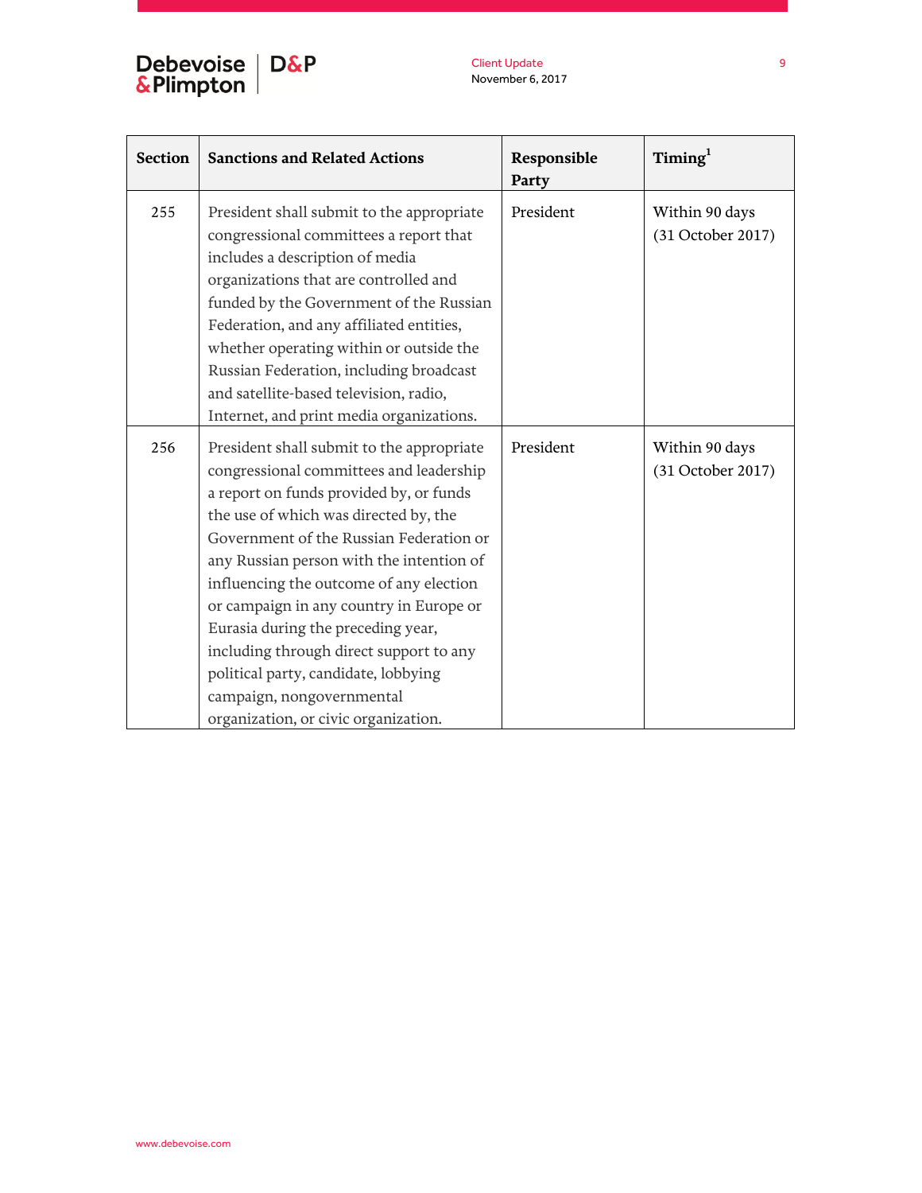| Section | Sanctions and Related Actions | Responsible Party | Timing[1] |
|---|---|---|---|
| 255 | President shall submit to the appropriate congressional committees a report that includes a description of media organizations that are controlled and funded by the Government of the Russian Federation, and any affiliated entities, whether operating within or outside the Russian Federation, including broadcast and satellite-based television, radio, Internet, and print media organizations. | President | Within 90 days (31 October 2017) |
| 256 | President shall submit to the appropriate congressional committees and leadership a report on funds provided by, or funds the use of which was directed by, the Government of the Russian Federation or any Russian person with the intention of influencing the outcome of any election or campaign in any country in Europe or Eurasia during the preceding year, including through direct support to any political party, candidate, lobbying campaign, nongovernmental organization, or civic organization. | President | Within 90 days (31 October 2017) |